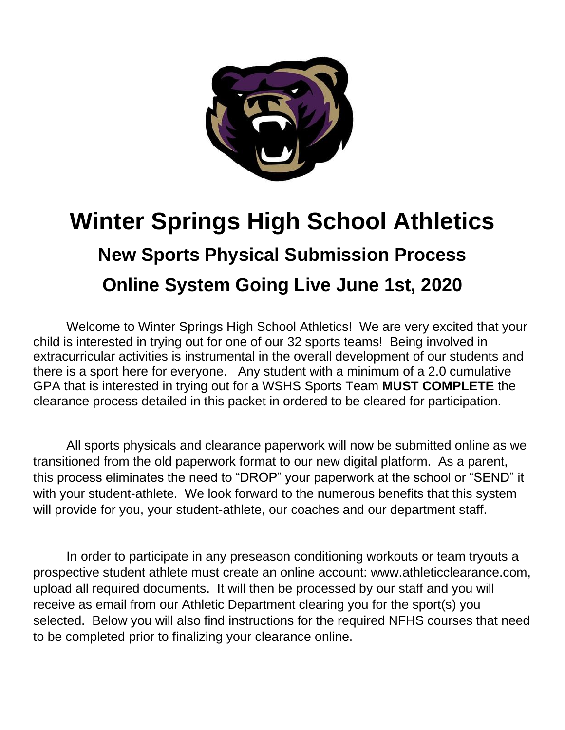# Winter Springs High School Athletics

## New Sports Physical Submission Process

## Online System Going Live June 1st, 2020

Welcome to Winter Springs High School Athletics! We are very excited that your child is interested in trying out for one of our 32 sports teams! Being involved in extracurricular activities is instrumental in the overall development of our students and there is a sport here for everyone. Any student with a minimum of a 2.0 cumulative GPA that is interested in trying out for a WSHS Sports Team **MUST COMPLETE** the clearance process detailed in this packet in ordered to be cleared for participation.

All sports physicals and clearance paperwork will now be submitted online as we transitioned from the old paperwork format to our new digital platform. As a parent, this process eliminates the need to "DROP" your paperwork at the school or "SEND" it with your student-athlete. We look forward to the numerous benefits that this system will provide for you, your student-athlete, our coaches and our department staff.

In order to participate in any preseason conditioning workouts or team tryouts a prospective student athlete must create an online account: www.athleticclearance.com, upload all required documents. It will then be processed by our staff and you will receive as email from our Athletic Department clearing you for the sport(s) you selected. Below you will also find instructions for the required NFHS courses that need to be completed prior to finalizing your clearance online.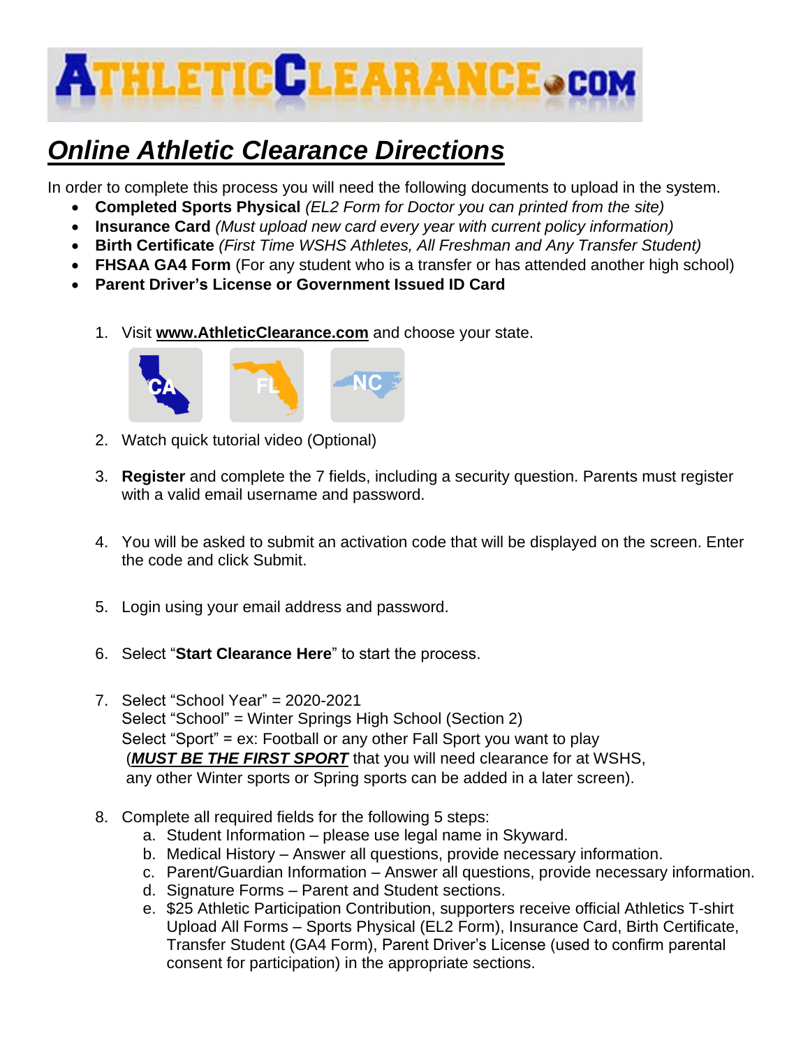# ATHLETICCLEARANCE.COM

## ***Online Athletic Clearance Directions***

In order to complete this process you will need the following documents to upload in the system.

- **Completed Sports Physical** *(EL2 Form for Doctor you can printed from the site)*
- **Insurance Card** *(Must upload new card every year with current policy information)*
- **Birth Certificate** *(First Time WSHS Athletes, All Freshman and Any Transfer Student)*
- **FHSAA GA4 Form** (For any student who is a transfer or has attended another high school)
- **Parent Driver's License or Government Issued ID Card**

1. Visit **www.AthleticClearance.com** and choose your state.

   CA FL NC

2. Watch quick tutorial video (Optional)

3. **Register** and complete the 7 fields, including a security question. Parents must register with a valid email username and password.

4. You will be asked to submit an activation code that will be displayed on the screen. Enter the code and click Submit.

5. Login using your email address and password.

6. Select "**Start Clearance Here**" to start the process.

7. Select "School Year" = 2020-2021
   Select "School" = Winter Springs High School (Section 2)
   Select "Sport" = ex: Football or any other Fall Sport you want to play
   (***MUST BE THE FIRST SPORT*** that you will need clearance for at WSHS, any other Winter sports or Spring sports can be added in a later screen).

8. Complete all required fields for the following 5 steps:
   a. Student Information – please use legal name in Skyward.
   b. Medical History – Answer all questions, provide necessary information.
   c. Parent/Guardian Information – Answer all questions, provide necessary information.
   d. Signature Forms – Parent and Student sections.
   e. $25 Athletic Participation Contribution, supporters receive official Athletics T-shirt
      Upload All Forms – Sports Physical (EL2 Form), Insurance Card, Birth Certificate, Transfer Student (GA4 Form), Parent Driver's License (used to confirm parental consent for participation) in the appropriate sections.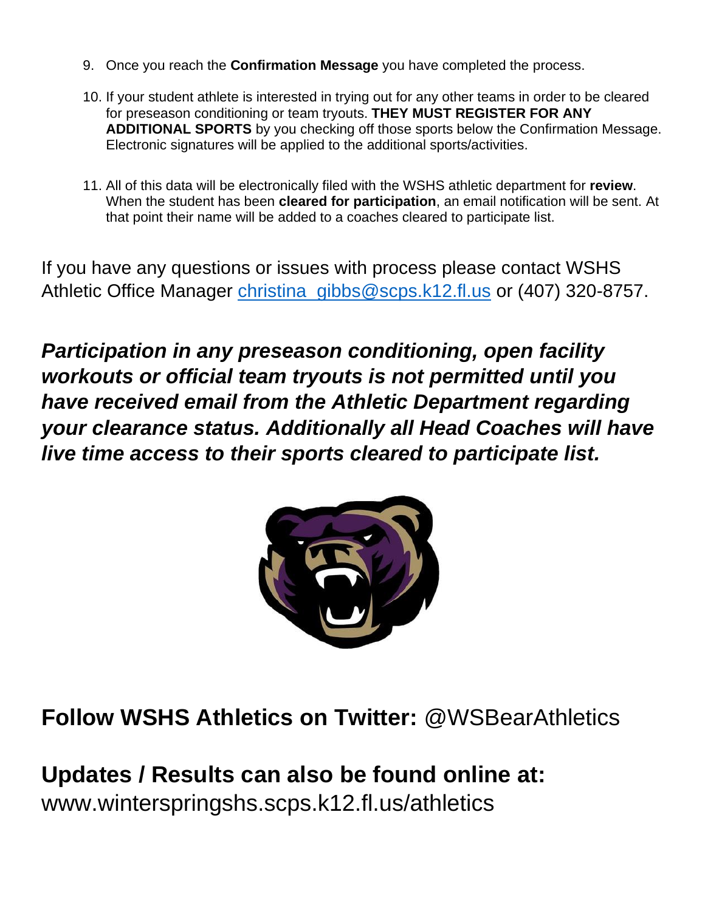9. Once you reach the **Confirmation Message** you have completed the process.

10. If your student athlete is interested in trying out for any other teams in order to be cleared for preseason conditioning or team tryouts. **THEY MUST REGISTER FOR ANY ADDITIONAL SPORTS** by you checking off those sports below the Confirmation Message. Electronic signatures will be applied to the additional sports/activities.

11. All of this data will be electronically filed with the WSHS athletic department for **review**. When the student has been **cleared for participation**, an email notification will be sent. At that point their name will be added to a coaches cleared to participate list.

If you have any questions or issues with process please contact WSHS Athletic Office Manager [christina_gibbs@scps.k12.fl.us](mailto:christina_gibbs@scps.k12.fl.us) or (407) 320-8757.

***Participation in any preseason conditioning, open facility workouts or official team tryouts is not permitted until you have received email from the Athletic Department regarding your clearance status. Additionally all Head Coaches will have live time access to their sports cleared to participate list.***

**Follow WSHS Athletics on Twitter:** @WSBearAthletics

**Updates / Results can also be found online at:**
www.winterspringshs.scps.k12.fl.us/athletics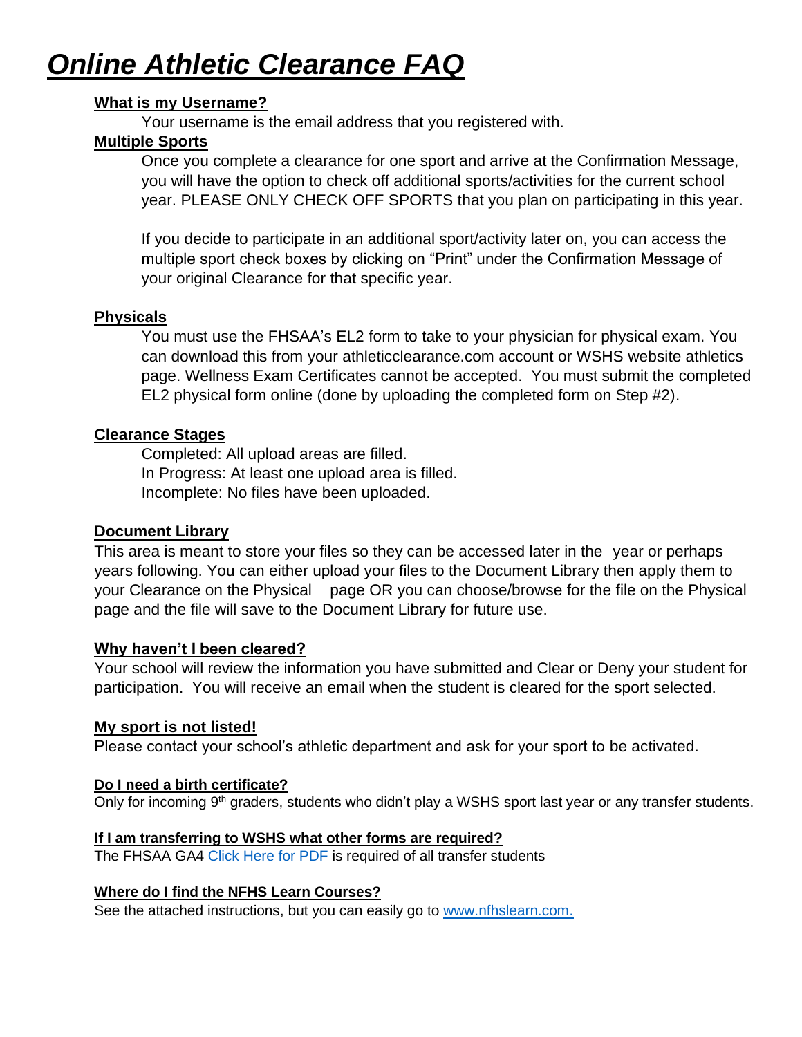# ***Online Athletic Clearance FAQ***

**What is my Username?**

Your username is the email address that you registered with.

**Multiple Sports**

Once you complete a clearance for one sport and arrive at the Confirmation Message, you will have the option to check off additional sports/activities for the current school year. PLEASE ONLY CHECK OFF SPORTS that you plan on participating in this year.

If you decide to participate in an additional sport/activity later on, you can access the multiple sport check boxes by clicking on "Print" under the Confirmation Message of your original Clearance for that specific year.

**Physicals**

You must use the FHSAA's EL2 form to take to your physician for physical exam. You can download this from your athleticclearance.com account or WSHS website athletics page. Wellness Exam Certificates cannot be accepted. You must submit the completed EL2 physical form online (done by uploading the completed form on Step #2).

**Clearance Stages**

Completed: All upload areas are filled.
In Progress: At least one upload area is filled.
Incomplete: No files have been uploaded.

**Document Library**

This area is meant to store your files so they can be accessed later in the year or perhaps years following. You can either upload your files to the Document Library then apply them to your Clearance on the Physical page OR you can choose/browse for the file on the Physical page and the file will save to the Document Library for future use.

**Why haven't I been cleared?**

Your school will review the information you have submitted and Clear or Deny your student for participation. You will receive an email when the student is cleared for the sport selected.

**My sport is not listed!**

Please contact your school's athletic department and ask for your sport to be activated.

**Do I need a birth certificate?**

Only for incoming 9th graders, students who didn't play a WSHS sport last year or any transfer students.

**If I am transferring to WSHS what other forms are required?**

The FHSAA GA4 Click Here for PDF is required of all transfer students

**Where do I find the NFHS Learn Courses?**

See the attached instructions, but you can easily go to www.nfhslearn.com.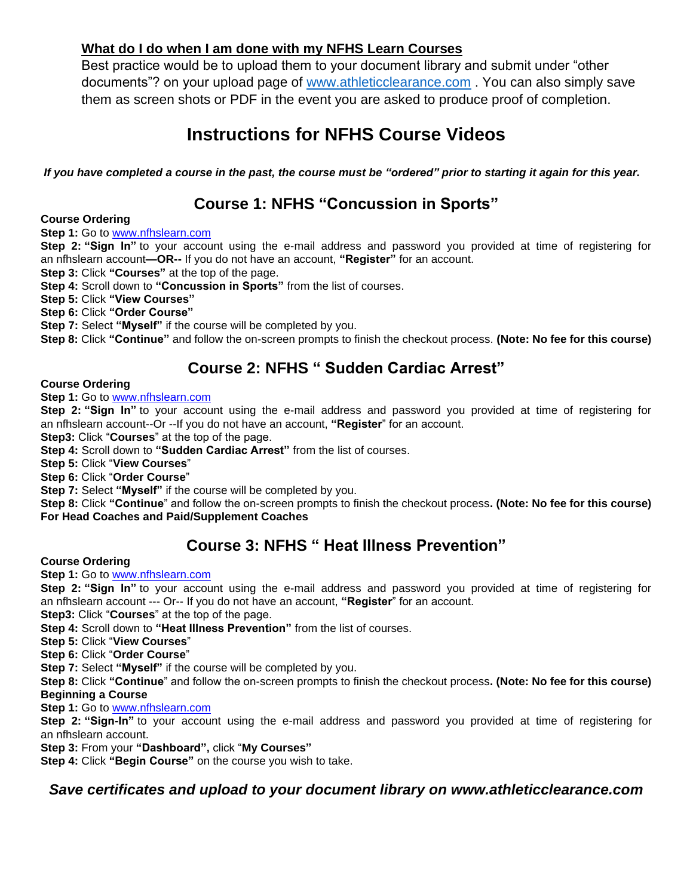**What do I do when I am done with my NFHS Learn Courses**

Best practice would be to upload them to your document library and submit under “other documents”? on your upload page of www.athleticclearance.com . You can also simply save them as screen shots or PDF in the event you are asked to produce proof of completion.

# Instructions for NFHS Course Videos

***If you have completed a course in the past, the course must be “ordered” prior to starting it again for this year.***

## Course 1: NFHS “Concussion in Sports”

**Course Ordering**

**Step 1:** Go to www.nfhslearn.com

**Step 2: “Sign In”** to your account using the e-mail address and password you provided at time of registering for an nfhslearn account**—OR--** If you do not have an account, **“Register”** for an account.

**Step 3:** Click **“Courses”** at the top of the page.

**Step 4:** Scroll down to **“Concussion in Sports”** from the list of courses.

**Step 5:** Click **“View Courses”**

**Step 6:** Click **“Order Course”**

**Step 7:** Select **“Myself”** if the course will be completed by you.

**Step 8:** Click **“Continue”** and follow the on-screen prompts to finish the checkout process. **(Note: No fee for this course)**

## Course 2: NFHS “ Sudden Cardiac Arrest”

**Course Ordering**

**Step 1:** Go to www.nfhslearn.com

**Step 2: “Sign In”** to your account using the e-mail address and password you provided at time of registering for an nfhslearn account--Or --If you do not have an account, **“Register**” for an account.

**Step3:** Click “**Courses**” at the top of the page.

**Step 4:** Scroll down to **“Sudden Cardiac Arrest”** from the list of courses.

**Step 5:** Click “**View Courses**”

**Step 6:** Click “**Order Course**”

**Step 7:** Select **“Myself”** if the course will be completed by you.

**Step 8:** Click **“Continue**” and follow the on-screen prompts to finish the checkout process**. (Note: No fee for this course)**

**For Head Coaches and Paid/Supplement Coaches**

## Course 3: NFHS “ Heat Illness Prevention”

**Course Ordering**

**Step 1:** Go to www.nfhslearn.com

**Step 2: “Sign In”** to your account using the e-mail address and password you provided at time of registering for an nfhslearn account --- Or-- If you do not have an account, **“Register**” for an account.

**Step3:** Click “**Courses**” at the top of the page.

**Step 4:** Scroll down to **“Heat Illness Prevention”** from the list of courses.

**Step 5:** Click “**View Courses**”

**Step 6:** Click “**Order Course**”

**Step 7:** Select **“Myself”** if the course will be completed by you.

**Step 8:** Click **“Continue**” and follow the on-screen prompts to finish the checkout process**. (Note: No fee for this course)**

**Beginning a Course**

**Step 1:** Go to www.nfhslearn.com

**Step 2: “Sign-In”** to your account using the e-mail address and password you provided at time of registering for an nfhslearn account.

**Step 3:** From your **“Dashboard”,** click “**My Courses”**

**Step 4:** Click **“Begin Course”** on the course you wish to take.

***Save certificates and upload to your document library on www.athleticclearance.com***